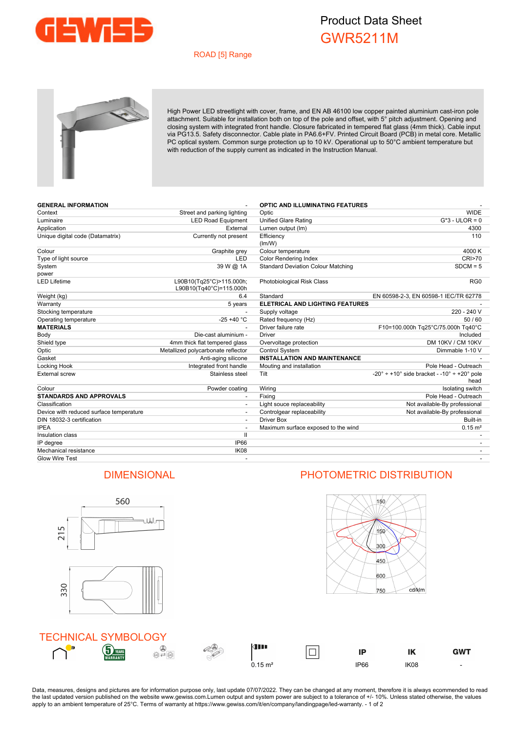# Product Data Sheet

## GWR5211M

ROAD [5] Range

High Power LED streetlight with cover, frame, and EN AB 46100 low copper painted aluminium cast-iron pole attachment. Suitable for installation both on top of the pole and offset, with 5° pitch adjustment. Opening and closing system with integrated front handle. Closure fabricated in tempered flat glass (4mm thick). Cable input via PG13.5. Safety disconnector. Cable plate in PA6.6+FV. Printed Circuit Board (PCB) in metal core. Metallic PC optical system. Common surge protection up to 10 kV. Operational up to 50°C ambient temperature but with reduction of the supply current as indicated in the Instruction Manual.

| **GENERAL INFORMATION** | - |
|---|---|
| Context | Street and parking lighting |
| Luminaire | LED Road Equipment |
| Application | External |
| Unique digital code (Datamatrix) | Currently not present |
| Colour | Graphite grey |
| Type of light source | LED |
| System power | 39 W @ 1A |
| LED Lifetime | L90B10(Tq25°C)>115.000h; L90B10(Tq40°C)=115.000h |
| Weight (kg) | 6.4 |
| Warranty | 5 years |
| Stocking temperature | - |
| Operating temperature | -25 +40 °C |
| **MATERIALS** | - |
| Body | Die-cast aluminium - |
| Shield type | 4mm thick flat tempered glass |
| Optic | Metallized polycarbonate reflector |
| Gasket | Anti-aging silicone |
| Locking Hook | Integrated front handle |
| External screw | Stainless steel |
| Colour | Powder coating |
| **STANDARDS AND APPROVALS** | - |
| Classification | - |
| Device with reduced surface temperature | - |
| DIN 18032-3 certification | - |
| IPEA | - |
| Insulation class | II |
| IP degree | IP66 |
| Mechanical resistance | IK08 |
| Glow Wire Test | - |

| **OPTIC AND ILLUMINATING FEATURES** | - |
|---|---|
| Optic | WIDE |
| Unified Glare Rating | G*3 - ULOR = 0 |
| Lumen output (lm) | 4300 |
| Efficiency (lm/W) | 110 |
| Colour temperature | 4000 K |
| Color Rendering Index | CRI>70 |
| Standard Deviation Colour Matching | SDCM = 5 |
| Photobiological Risk Class | RG0 |
| Standard | EN 60598-2-3, EN 60598-1 IEC/TR 62778 |
| **ELETRICAL AND LIGHTING FEATURES** | - |
| Supply voltage | 220 - 240 V |
| Rated frequency (Hz) | 50 / 60 |
| Driver failure rate | F10=100.000h Tq25°C/75.000h Tq40°C |
| Driver | Included |
| Overvoltage protection | DM 10KV / CM 10KV |
| Control System | Dimmable 1-10 V |
| **INSTALLATION AND MAINTENANCE** | - |
| Mouting and installation | Pole Head - Outreach |
| Tilt | -20° ÷ +10° side bracket - -10° ÷ +20° pole head |
| Wiring | Isolating switch |
| Fixing | Pole Head - Outreach |
| Light souce replaceability | Not available-By professional |
| Controlgear replaceability | Not available-By professional |
| Driver Box | Built-in |
| Maximum surface exposed to the wind | 0.15 m² |
| | - |
| | - |
| | - |
| | - |

## DIMENSIONAL

560

215

330

## PHOTOMETRIC DISTRIBUTION

150, 150, 300, 450, 600, 750 cd/klm

## TECHNICAL SYMBOLOGY

0.15 m² | IP66 | IK08 | -

Data, measures, designs and pictures are for information purpose only, last update 07/07/2022. They can be changed at any moment, therefore it is always ecommended to read the last updated version published on the website www.gewiss.com.Lumen output and system power are subject to a tolerance of +/- 10%. Unless stated otherwise, the values apply to an ambient temperature of 25°C. Terms of warranty at https://www.gewiss.com/it/en/company/landingpage/led-warranty.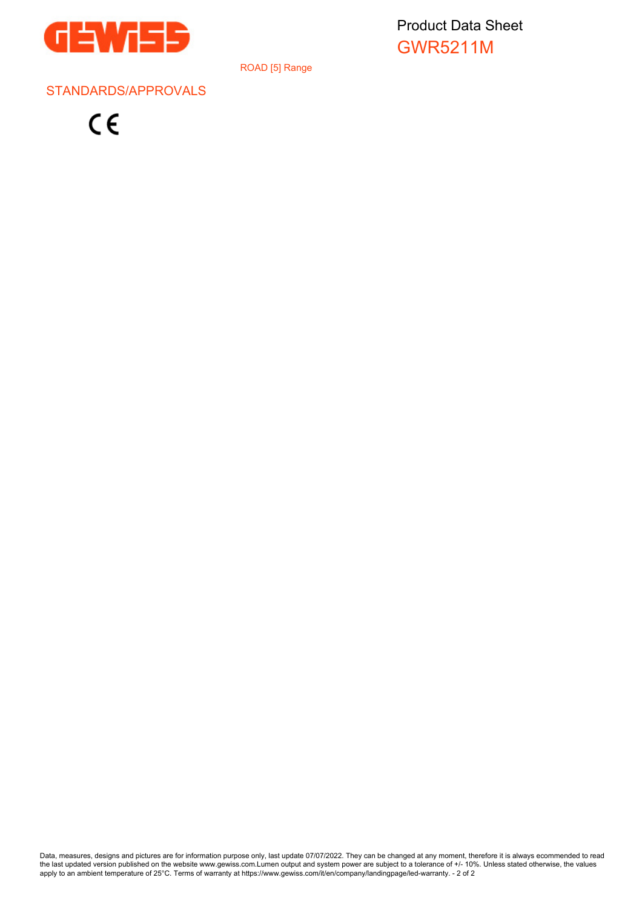GEWISS

Product Data Sheet

GWR5211M

ROAD [5] Range

## STANDARDS/APPROVALS

CE

Data, measures, designs and pictures are for information purpose only, last update 07/07/2022. They can be changed at any moment, therefore it is always ecommended to read the last updated version published on the website www.gewiss.com.Lumen output and system power are subject to a tolerance of +/- 10%. Unless stated otherwise, the values apply to an ambient temperature of 25°C. Terms of warranty at https://www.gewiss.com/it/en/company/landingpage/led-warranty.